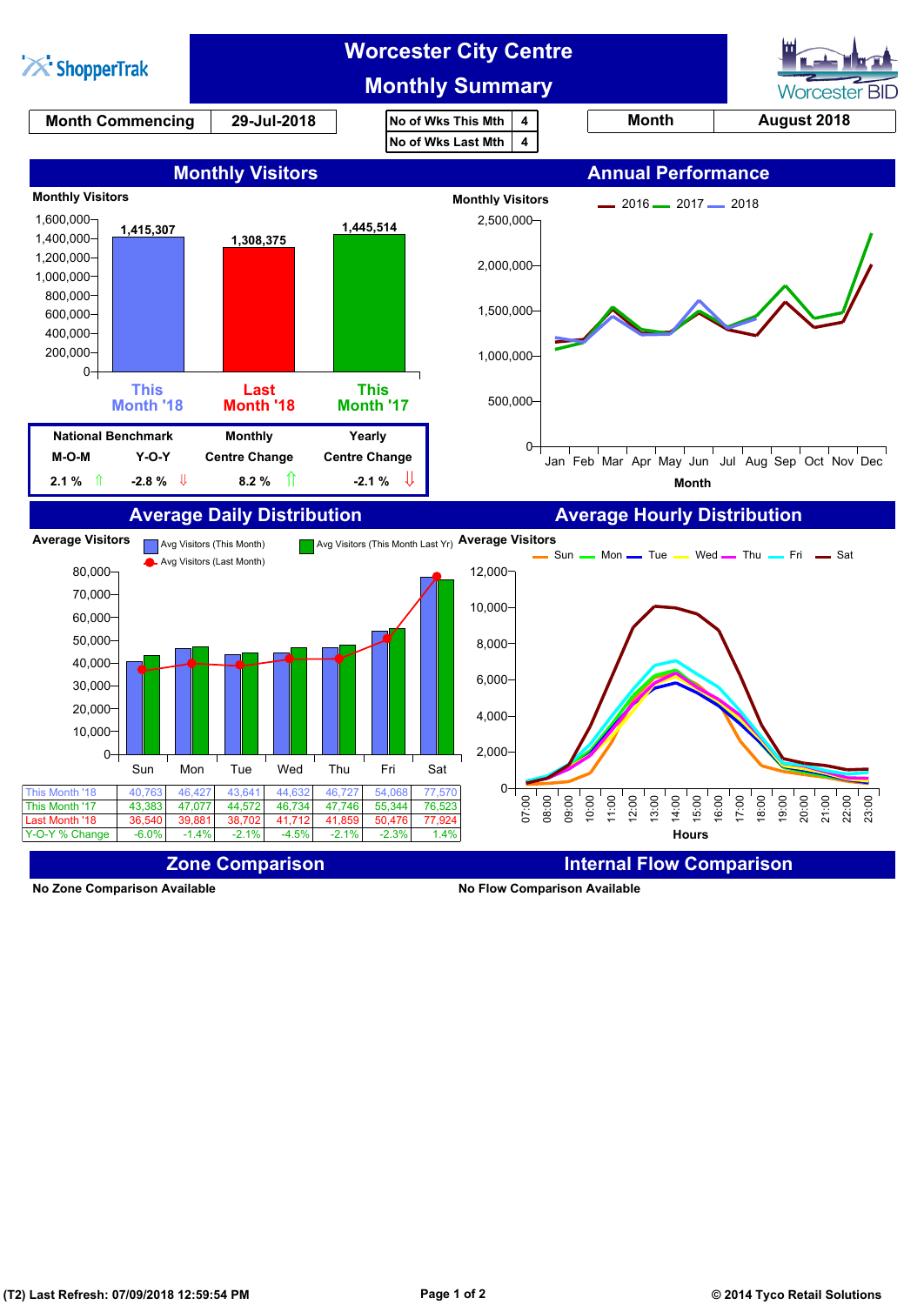# Worcester City Centre Monthly Summary

ShopperTrak | Worcester BID

| Month Commencing | 29-Jul-2018 |
|---|---|

| No of Wks This Mth | 4 |
|---|---|
| No of Wks Last Mth | 4 |

| Month | August 2018 |
|---|---|

## Monthly Visitors

Monthly Visitors

| | Visitors |
|---|---|
| This Month '18 | 1,415,307 |
| Last Month '18 | 1,308,375 |
| This Month '17 | 1,445,514 |

| National Benchmark | | Monthly | Yearly |
|---|---|---|---|
| M-O-M | Y-O-Y | Centre Change | Centre Change |
| 2.1 % ⇑ | -2.8 % ⇓ | 8.2 % ⇑ | -2.1 % ⇓ |

## Annual Performance

Monthly Visitors — 2016, 2017, 2018 (Jan–Dec)

Month

## Average Daily Distribution

Average Visitors — Avg Visitors (This Month), Avg Visitors (This Month Last Yr), Avg Visitors (Last Month)

| | Sun | Mon | Tue | Wed | Thu | Fri | Sat |
|---|---|---|---|---|---|---|---|
| This Month '18 | 40,763 | 46,427 | 43,641 | 44,632 | 46,727 | 54,068 | 77,570 |
| This Month '17 | 43,383 | 47,077 | 44,572 | 46,734 | 47,746 | 55,344 | 76,523 |
| Last Month '18 | 36,540 | 39,881 | 38,702 | 41,712 | 41,859 | 50,476 | 77,924 |
| Y-O-Y % Change | -6.0% | -1.4% | -2.1% | -4.5% | -2.1% | -2.3% | 1.4% |

## Average Hourly Distribution

Average Visitors — Sun, Mon, Tue, Wed, Thu, Fri, Sat

Hours (07:00–23:00)

## Zone Comparison

No Zone Comparison Available

## Internal Flow Comparison

No Flow Comparison Available

(T2) Last Refresh: 07/09/2018 12:59:54 PM

© 2014 Tyco Retail Solutions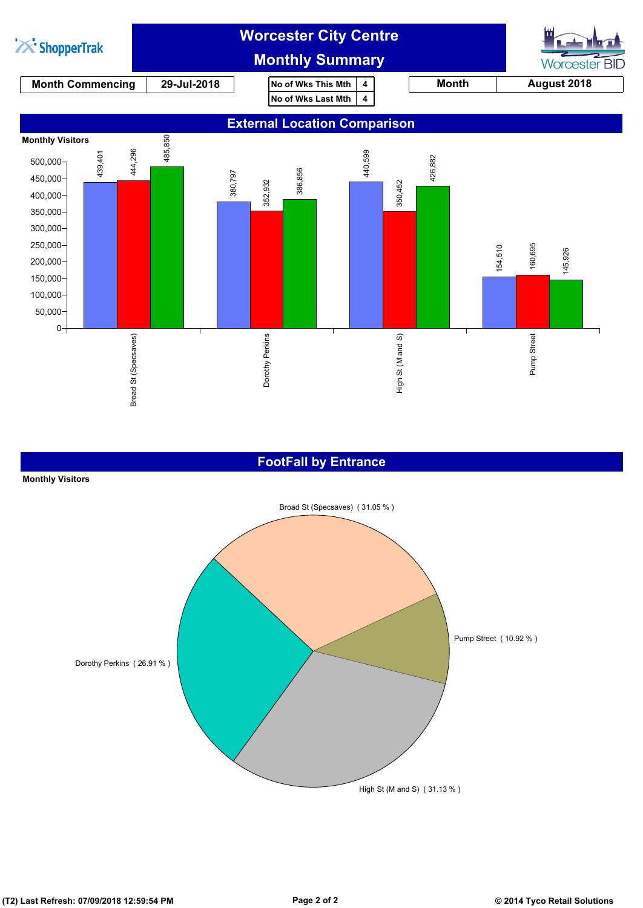# Worcester City Centre
## Monthly Summary

| Month Commencing | 29-Jul-2018 |
|---|---|

| No of Wks This Mth | 4 |
|---|---|
| No of Wks Last Mth | 4 |

| Month | August 2018 |
|---|---|

## External Location Comparison

**Monthly Visitors**

| Location | Blue | Red | Green |
|---|---|---|---|
| Broad St (Specsaves) | 439,401 | 444,296 | 485,850 |
| Dorothy Perkins | 380,797 | 352,932 | 386,856 |
| High St (M and S) | 440,599 | 350,452 | 426,882 |
| Pump Street | 154,510 | 160,695 | 145,926 |

## FootFall by Entrance

**Monthly Visitors**

| Entrance | Share |
|---|---|
| Broad St (Specsaves) | 31.05 % |
| Pump Street | 10.92 % |
| High St (M and S) | 31.13 % |
| Dorothy Perkins | 26.91 % |

(T2) Last Refresh: 07/09/2018 12:59:54 PM

© 2014 Tyco Retail Solutions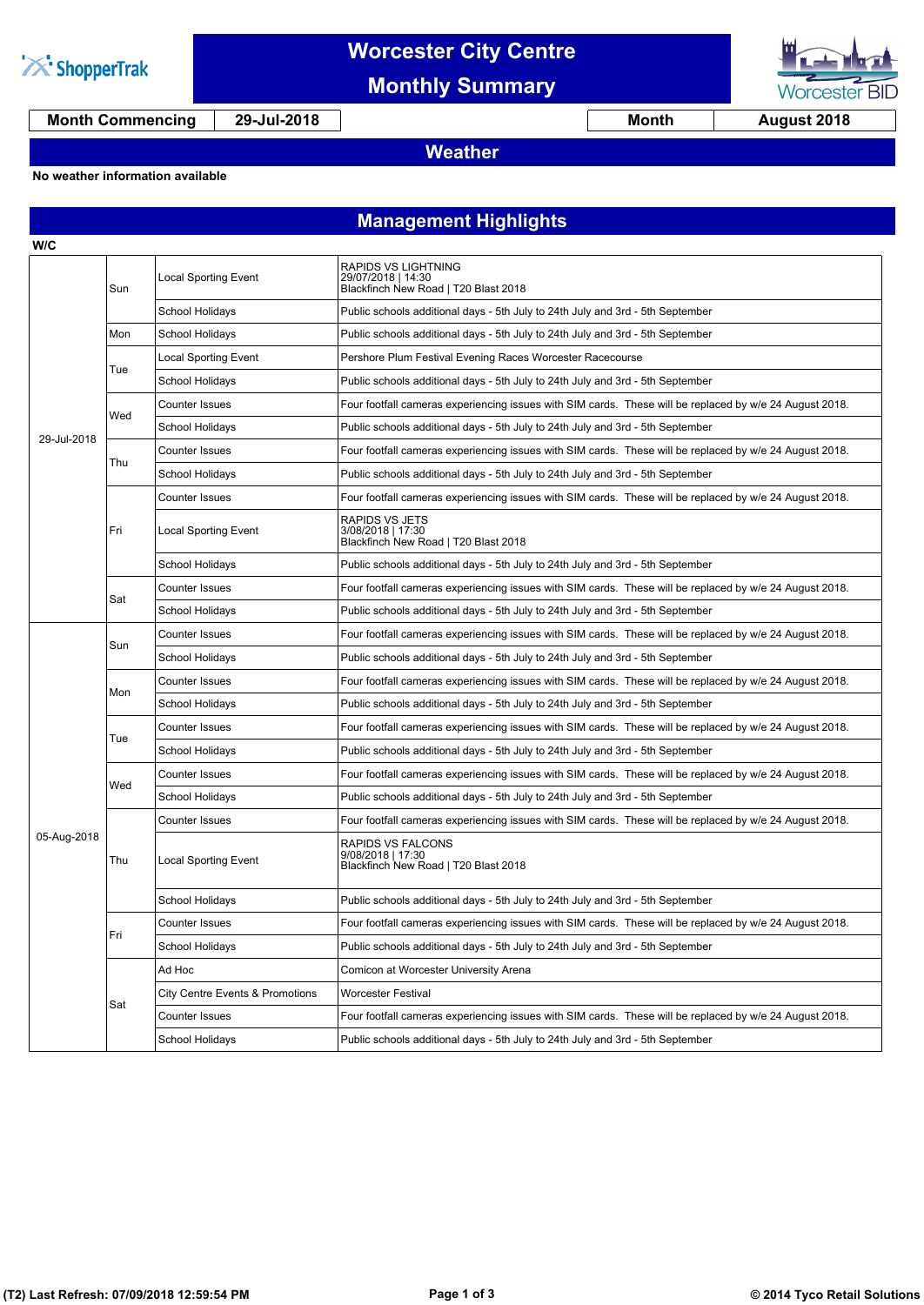# Worcester City Centre Monthly Summary

| Month Commencing | 29-Jul-2018 | Month | August 2018 |
|---|---|---|---|

## Weather

**No weather information available**

## Management Highlights

| W/C | Day | Category | Details |
|---|---|---|---|
| 29-Jul-2018 | Sun | Local Sporting Event | RAPIDS VS LIGHTNING<br>29/07/2018 \| 14:30<br>Blackfinch New Road \| T20 Blast 2018 |
| | | School Holidays | Public schools additional days - 5th July to 24th July and 3rd - 5th September |
| | Mon | School Holidays | Public schools additional days - 5th July to 24th July and 3rd - 5th September |
| | Tue | Local Sporting Event | Pershore Plum Festival Evening Races Worcester Racecourse |
| | | School Holidays | Public schools additional days - 5th July to 24th July and 3rd - 5th September |
| | Wed | Counter Issues | Four footfall cameras experiencing issues with SIM cards. These will be replaced by w/e 24 August 2018. |
| | | School Holidays | Public schools additional days - 5th July to 24th July and 3rd - 5th September |
| | Thu | Counter Issues | Four footfall cameras experiencing issues with SIM cards. These will be replaced by w/e 24 August 2018. |
| | | School Holidays | Public schools additional days - 5th July to 24th July and 3rd - 5th September |
| | Fri | Counter Issues | Four footfall cameras experiencing issues with SIM cards. These will be replaced by w/e 24 August 2018. |
| | | Local Sporting Event | RAPIDS VS JETS<br>3/08/2018 \| 17:30<br>Blackfinch New Road \| T20 Blast 2018 |
| | | School Holidays | Public schools additional days - 5th July to 24th July and 3rd - 5th September |
| | Sat | Counter Issues | Four footfall cameras experiencing issues with SIM cards. These will be replaced by w/e 24 August 2018. |
| | | School Holidays | Public schools additional days - 5th July to 24th July and 3rd - 5th September |
| 05-Aug-2018 | Sun | Counter Issues | Four footfall cameras experiencing issues with SIM cards. These will be replaced by w/e 24 August 2018. |
| | | School Holidays | Public schools additional days - 5th July to 24th July and 3rd - 5th September |
| | Mon | Counter Issues | Four footfall cameras experiencing issues with SIM cards. These will be replaced by w/e 24 August 2018. |
| | | School Holidays | Public schools additional days - 5th July to 24th July and 3rd - 5th September |
| | Tue | Counter Issues | Four footfall cameras experiencing issues with SIM cards. These will be replaced by w/e 24 August 2018. |
| | | School Holidays | Public schools additional days - 5th July to 24th July and 3rd - 5th September |
| | Wed | Counter Issues | Four footfall cameras experiencing issues with SIM cards. These will be replaced by w/e 24 August 2018. |
| | | School Holidays | Public schools additional days - 5th July to 24th July and 3rd - 5th September |
| | Thu | Counter Issues | Four footfall cameras experiencing issues with SIM cards. These will be replaced by w/e 24 August 2018. |
| | | Local Sporting Event | RAPIDS VS FALCONS<br>9/08/2018 \| 17:30<br>Blackfinch New Road \| T20 Blast 2018 |
| | | School Holidays | Public schools additional days - 5th July to 24th July and 3rd - 5th September |
| | Fri | Counter Issues | Four footfall cameras experiencing issues with SIM cards. These will be replaced by w/e 24 August 2018. |
| | | School Holidays | Public schools additional days - 5th July to 24th July and 3rd - 5th September |
| | Sat | Ad Hoc | Comicon at Worcester University Arena |
| | | City Centre Events & Promotions | Worcester Festival |
| | | Counter Issues | Four footfall cameras experiencing issues with SIM cards. These will be replaced by w/e 24 August 2018. |
| | | School Holidays | Public schools additional days - 5th July to 24th July and 3rd - 5th September |

(T2) Last Refresh: 07/09/2018 12:59:54 PM

© 2014 Tyco Retail Solutions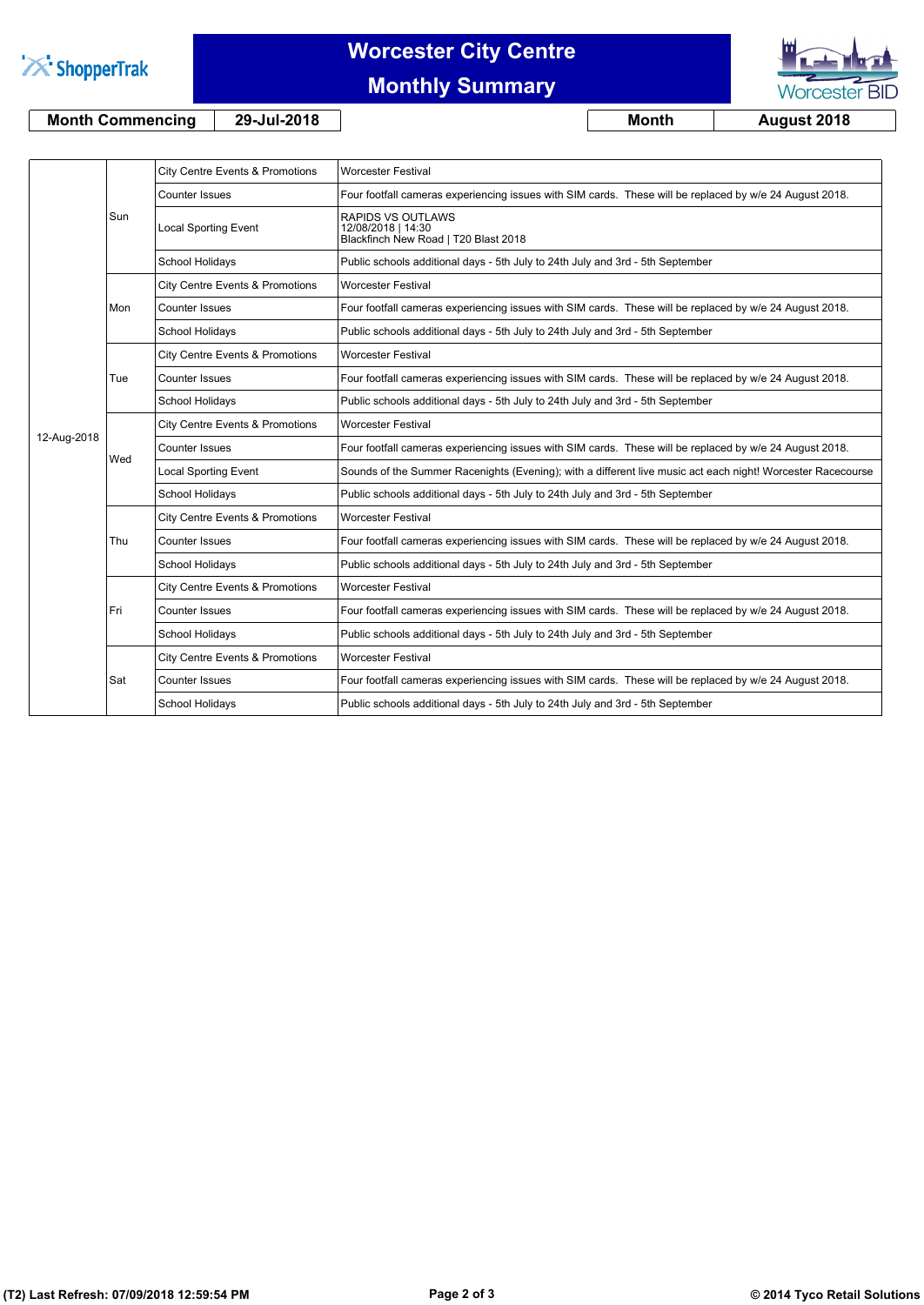# Worcester City Centre
## Monthly Summary

| Month Commencing | 29-Jul-2018 |
|---|---|

| Month | August 2018 |
|---|---|

| Week | Day | Category | Details |
|---|---|---|---|
| 12-Aug-2018 | Sun | City Centre Events & Promotions | Worcester Festival |
| | | Counter Issues | Four footfall cameras experiencing issues with SIM cards. These will be replaced by w/e 24 August 2018. |
| | | Local Sporting Event | RAPIDS VS OUTLAWS 12/08/2018 \| 14:30 Blackfinch New Road \| T20 Blast 2018 |
| | | School Holidays | Public schools additional days - 5th July to 24th July and 3rd - 5th September |
| | Mon | City Centre Events & Promotions | Worcester Festival |
| | | Counter Issues | Four footfall cameras experiencing issues with SIM cards. These will be replaced by w/e 24 August 2018. |
| | | School Holidays | Public schools additional days - 5th July to 24th July and 3rd - 5th September |
| | Tue | City Centre Events & Promotions | Worcester Festival |
| | | Counter Issues | Four footfall cameras experiencing issues with SIM cards. These will be replaced by w/e 24 August 2018. |
| | | School Holidays | Public schools additional days - 5th July to 24th July and 3rd - 5th September |
| | Wed | City Centre Events & Promotions | Worcester Festival |
| | | Counter Issues | Four footfall cameras experiencing issues with SIM cards. These will be replaced by w/e 24 August 2018. |
| | | Local Sporting Event | Sounds of the Summer Racenights (Evening); with a different live music act each night! Worcester Racecourse |
| | | School Holidays | Public schools additional days - 5th July to 24th July and 3rd - 5th September |
| | Thu | City Centre Events & Promotions | Worcester Festival |
| | | Counter Issues | Four footfall cameras experiencing issues with SIM cards. These will be replaced by w/e 24 August 2018. |
| | | School Holidays | Public schools additional days - 5th July to 24th July and 3rd - 5th September |
| | Fri | City Centre Events & Promotions | Worcester Festival |
| | | Counter Issues | Four footfall cameras experiencing issues with SIM cards. These will be replaced by w/e 24 August 2018. |
| | | School Holidays | Public schools additional days - 5th July to 24th July and 3rd - 5th September |
| | Sat | City Centre Events & Promotions | Worcester Festival |
| | | Counter Issues | Four footfall cameras experiencing issues with SIM cards. These will be replaced by w/e 24 August 2018. |
| | | School Holidays | Public schools additional days - 5th July to 24th July and 3rd - 5th September |

(T2) Last Refresh: 07/09/2018 12:59:54 PM

© 2014 Tyco Retail Solutions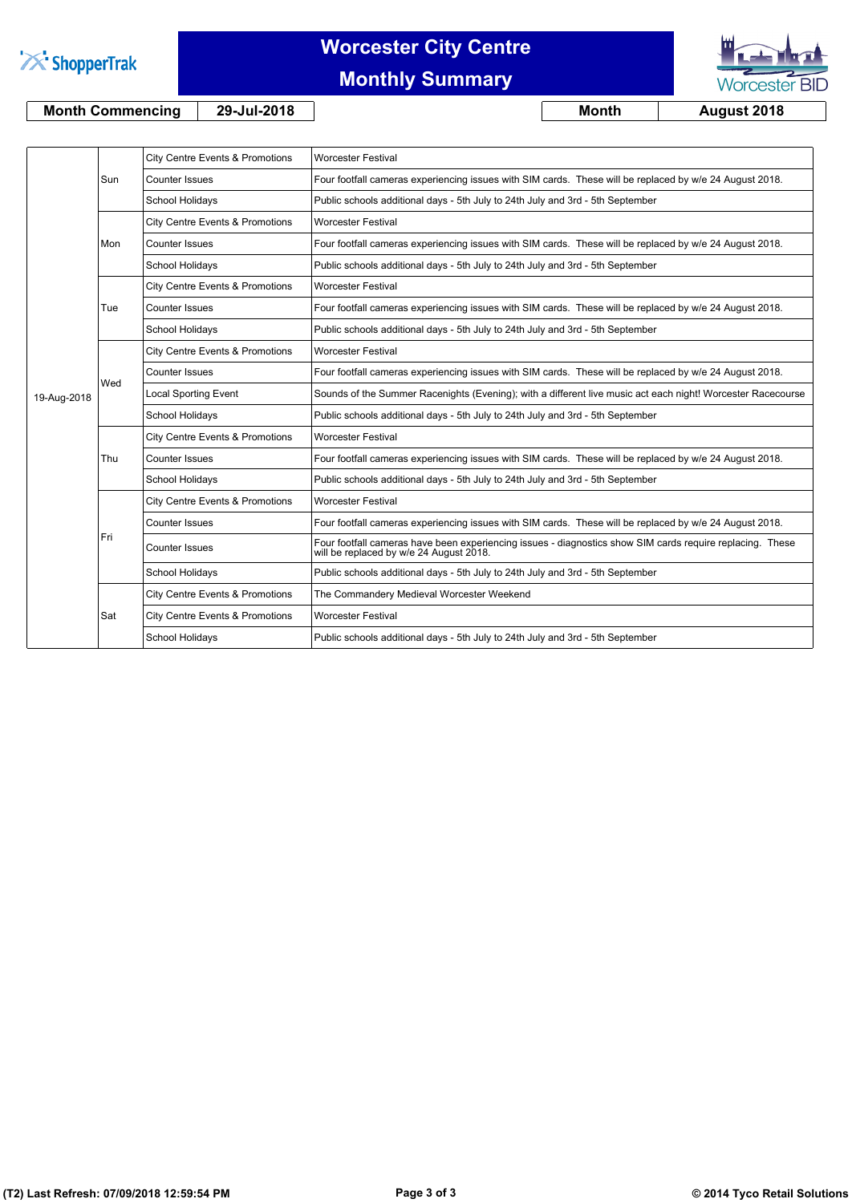# Worcester City Centre Monthly Summary

| Month Commencing | 29-Jul-2018 | Month | August 2018 |
|---|---|---|---|

| | | | |
|---|---|---|---|
| 19-Aug-2018 | Sun | City Centre Events & Promotions | Worcester Festival |
| | | Counter Issues | Four footfall cameras experiencing issues with SIM cards. These will be replaced by w/e 24 August 2018. |
| | | School Holidays | Public schools additional days - 5th July to 24th July and 3rd - 5th September |
| | Mon | City Centre Events & Promotions | Worcester Festival |
| | | Counter Issues | Four footfall cameras experiencing issues with SIM cards. These will be replaced by w/e 24 August 2018. |
| | | School Holidays | Public schools additional days - 5th July to 24th July and 3rd - 5th September |
| | Tue | City Centre Events & Promotions | Worcester Festival |
| | | Counter Issues | Four footfall cameras experiencing issues with SIM cards. These will be replaced by w/e 24 August 2018. |
| | | School Holidays | Public schools additional days - 5th July to 24th July and 3rd - 5th September |
| | Wed | City Centre Events & Promotions | Worcester Festival |
| | | Counter Issues | Four footfall cameras experiencing issues with SIM cards. These will be replaced by w/e 24 August 2018. |
| | | Local Sporting Event | Sounds of the Summer Racenights (Evening); with a different live music act each night! Worcester Racecourse |
| | | School Holidays | Public schools additional days - 5th July to 24th July and 3rd - 5th September |
| | Thu | City Centre Events & Promotions | Worcester Festival |
| | | Counter Issues | Four footfall cameras experiencing issues with SIM cards. These will be replaced by w/e 24 August 2018. |
| | | School Holidays | Public schools additional days - 5th July to 24th July and 3rd - 5th September |
| | Fri | City Centre Events & Promotions | Worcester Festival |
| | | Counter Issues | Four footfall cameras experiencing issues with SIM cards. These will be replaced by w/e 24 August 2018. |
| | | Counter Issues | Four footfall cameras have been experiencing issues - diagnostics show SIM cards require replacing. These will be replaced by w/e 24 August 2018. |
| | | School Holidays | Public schools additional days - 5th July to 24th July and 3rd - 5th September |
| | Sat | City Centre Events & Promotions | The Commandery Medieval Worcester Weekend |
| | | City Centre Events & Promotions | Worcester Festival |
| | | School Holidays | Public schools additional days - 5th July to 24th July and 3rd - 5th September |

(T2) Last Refresh: 07/09/2018 12:59:54 PM

© 2014 Tyco Retail Solutions